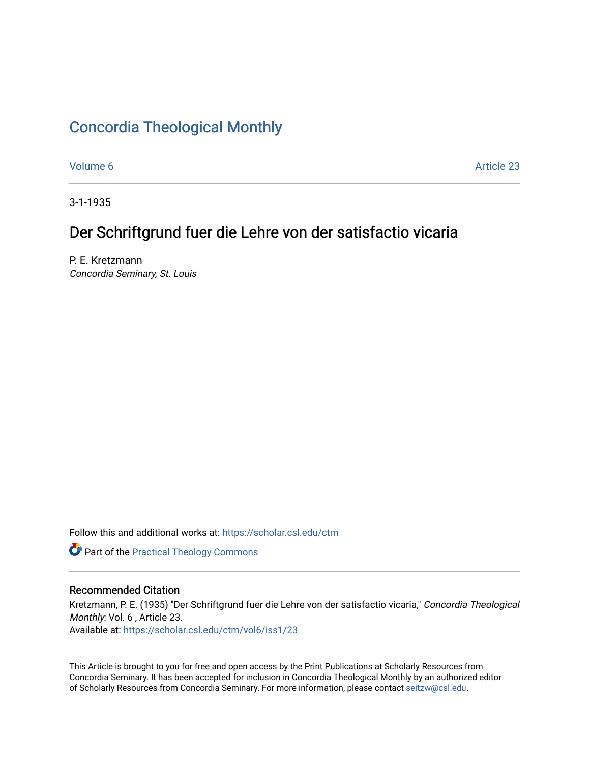# Concordia Theological Monthly

Volume 6 | Article 23

3-1-1935

## Der Schriftgrund fuer die Lehre von der satisfactio vicaria

P. E. Kretzmann
*Concordia Seminary, St. Louis*

Follow this and additional works at: https://scholar.csl.edu/ctm

Part of the Practical Theology Commons

### Recommended Citation

Kretzmann, P. E. (1935) "Der Schriftgrund fuer die Lehre von der satisfactio vicaria," *Concordia Theological Monthly*: Vol. 6 , Article 23.
Available at: https://scholar.csl.edu/ctm/vol6/iss1/23

This Article is brought to you for free and open access by the Print Publications at Scholarly Resources from Concordia Seminary. It has been accepted for inclusion in Concordia Theological Monthly by an authorized editor of Scholarly Resources from Concordia Seminary. For more information, please contact seitzw@csl.edu.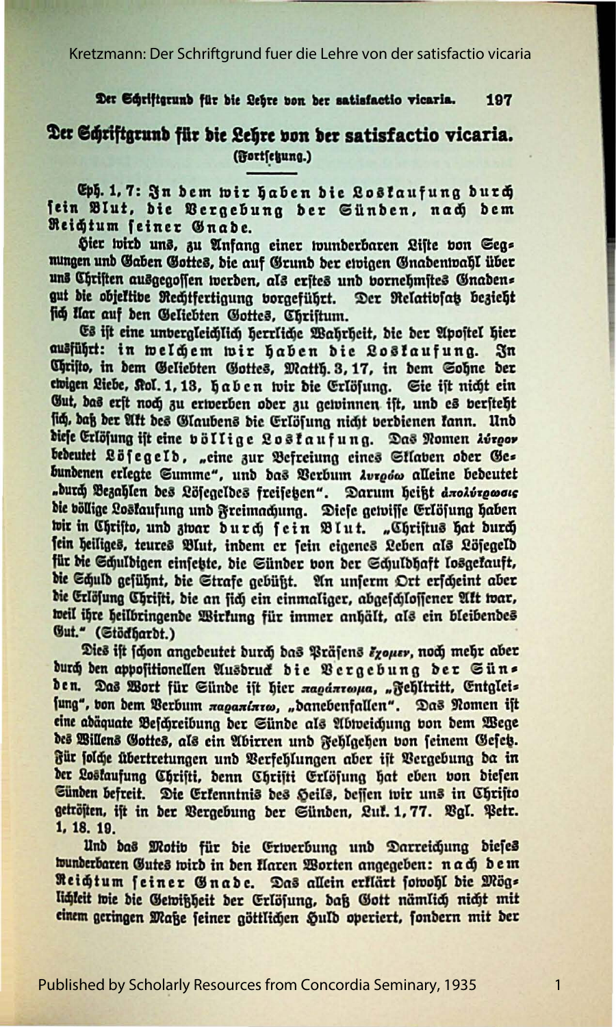# Der Schriftgrund für die Lehre von der satisfactio vicaria.

(Fortsetzung.)

**Eph. 1, 7: In dem wir haben die Loskaufung durch sein Blut, die Vergebung der Sünden, nach dem Reichtum seiner Gnade.**

Hier wird uns, zu Anfang einer wunderbaren Liste von Segnungen und Gaben Gottes, die auf Grund der ewigen Gnadenwahl über uns Christen ausgegossen werden, als erstes und vornehmstes Gnadengut die objektive Rechtfertigung vorgeführt. Der Relativsatz bezieht sich klar auf den Geliebten Gottes, Christum.

Es ist eine unvergleichlich herrliche Wahrheit, die der Apostel hier ausführt: **in welchem wir haben die Loskaufung.** In Christo, in dem Geliebten Gottes, Matth. 3, 17, in dem Sohne der ewigen Liebe, Kol. 1, 13, **haben** wir die Erlösung. Sie ist nicht ein Gut, das erst noch zu erwerben oder zu gewinnen ist, und es versteht sich, daß der Akt des Glaubens die Erlösung nicht verdienen kann. Und diese Erlösung ist eine **völlige Loskaufung.** Das Nomen λύτρον bedeutet **Lösegeld**, „eine zur Befreiung eines Sklaven oder Gebundenen erlegte Summe", und das Verbum λυτρόω alleine bedeutet „durch Bezahlen des Lösegeldes freisetzen". Darum heißt ἀπολύτρωσις die völlige Loskaufung und Freimachung. Diese gewisse Erlösung haben wir in Christo, und zwar **durch sein Blut.** „Christus hat durch sein heiliges, teures Blut, indem er sein eigenes Leben als Lösegeld für die Schuldigen einsetzte, die Sünder von der Schuldhaft losgekauft, die Schuld gesühnt, die Strafe gebüßt. An unserm Ort erscheint aber die Erlösung Christi, die an sich ein einmaliger, abgeschlossener Akt war, weil ihre heilbringende Wirkung für immer anhält, als ein bleibendes Gut." (Stöckhardt.)

Dies ist schon angedeutet durch das Präsens ἔχομεν, noch mehr aber durch den appositionellen Ausdruck **die Vergebung der Sünden.** Das Wort für Sünde ist hier παράπτωμα, „Fehltritt, Entgleisung", von dem Verbum παραπίπτω, „danebenfallen". Das Nomen ist eine adäquate Beschreibung der Sünde als Abweichung von dem Wege des Willens Gottes, als ein Abirren und Fehlgehen von seinem Gesetz. Für solche Übertretungen und Verfehlungen aber ist Vergebung da in der Loskaufung Christi, denn Christi Erlösung hat eben von diesen Sünden befreit. Die Erkenntnis des Heils, dessen wir uns in Christo getrösten, ist in der Vergebung der Sünden, Luk. 1, 77. Vgl. Petr. 1, 18. 19.

Und das Motiv für die Erwerbung und Darreichung dieses wunderbaren Gutes wird in den klaren Worten angegeben: **nach dem Reichtum seiner Gnade.** Das allein erklärt sowohl die Möglichkeit wie die Gewißheit der Erlösung, daß Gott nämlich nicht mit einem geringen Maße seiner göttlichen Huld operiert, sondern mit der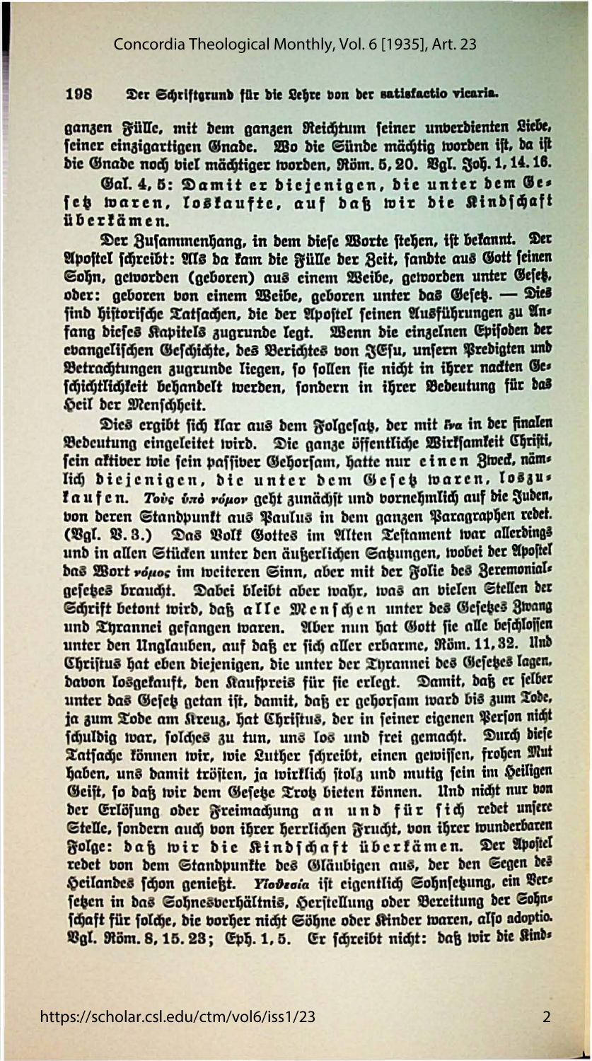ganzen Fülle, mit dem ganzen Reichtum seiner unverdienten Liebe, seiner einzigartigen Gnade. Wo die Sünde mächtig worden ist, da ist die Gnade noch viel mächtiger worden, Röm. 5, 20. Vgl. Joh. 1, 14. 16.

Gal. 4, 5: **Damit er diejenigen, die unter dem Gesetz waren, loskaufte, auf daß wir die Kindschaft überkämen.**

Der Zusammenhang, in dem diese Worte stehen, ist bekannt. Der Apostel schreibt: Als da kam die Fülle der Zeit, sandte aus Gott seinen Sohn, geworden (geboren) aus einem Weibe, geworden unter Gesetz, oder: geboren von einem Weibe, geboren unter das Gesetz. — Dies sind historische Tatsachen, die der Apostel seinen Ausführungen zu Anfang dieses Kapitels zugrunde legt. Wenn die einzelnen Episoden der evangelischen Geschichte, des Berichtes von JEsu, unsern Predigten und Betrachtungen zugrunde liegen, so sollen sie nicht in ihrer nackten Geschichtlichkeit behandelt werden, sondern in ihrer Bedeutung für das Heil der Menschheit.

Dies ergibt sich klar aus dem Folgesatz, der mit ἵνα in der finalen Bedeutung eingeleitet wird. Die ganze öffentliche Wirksamkeit Christi, sein aktiver wie sein passiver Gehorsam, hatte nur **einen** Zweck, nämlich **diejenigen, die unter dem Gesetz waren, loszukaufen.** *Τοὺς ὑπὸ νόμον* geht zunächst und vornehmlich auf die Juden, von deren Standpunkt aus Paulus in dem ganzen Paragraphen redet. (Vgl. V. 3.) Das Volk Gottes im Alten Testament war allerdings und in allen Stücken unter den äußerlichen Satzungen, wobei der Apostel das Wort *νόμος* im weiteren Sinn, aber mit der Folie des Zeremonialgesetzes braucht. Dabei bleibt aber wahr, was an vielen Stellen der Schrift betont wird, daß **alle Menschen** unter des Gesetzes Zwang und Tyrannei gefangen waren. Aber nun hat Gott sie alle beschlossen unter den Unglauben, auf daß er sich aller erbarme, Röm. 11, 32. Und Christus hat eben diejenigen, die unter der Tyrannei des Gesetzes lagen, davon losgekauft, den Kaufpreis für sie erlegt. Damit, daß er selber unter das Gesetz getan ist, damit, daß er gehorsam ward bis zum Tode, ja zum Tode am Kreuz, hat Christus, der in seiner eigenen Person nicht schuldig war, solches zu tun, uns los und frei gemacht. Durch diese Tatsache können wir, wie Luther schreibt, einen gewissen, frohen Mut haben, uns damit trösten, ja wirklich stolz und mutig sein im Heiligen Geist, so daß wir dem Gesetze Trotz bieten können. Und nicht nur von der Erlösung oder Freimachung **an und für sich** redet unsere Stelle, sondern auch von ihrer herrlichen Frucht, von ihrer wunderbaren Folge: **daß wir die Kindschaft überkämen.** Der Apostel redet von dem Standpunkte des Gläubigen aus, der den Segen des Heilandes schon genießt. *Υἱοθεσία* ist eigentlich Sohnsetzung, ein Versetzen in das Sohnesverhältnis, Herstellung oder Bereitung der Sohnschaft für solche, die vorher nicht Söhne oder Kinder waren, also adoptio. Vgl. Röm. 8, 15. 23; Eph. 1, 5. Er schreibt nicht: daß wir die Kind-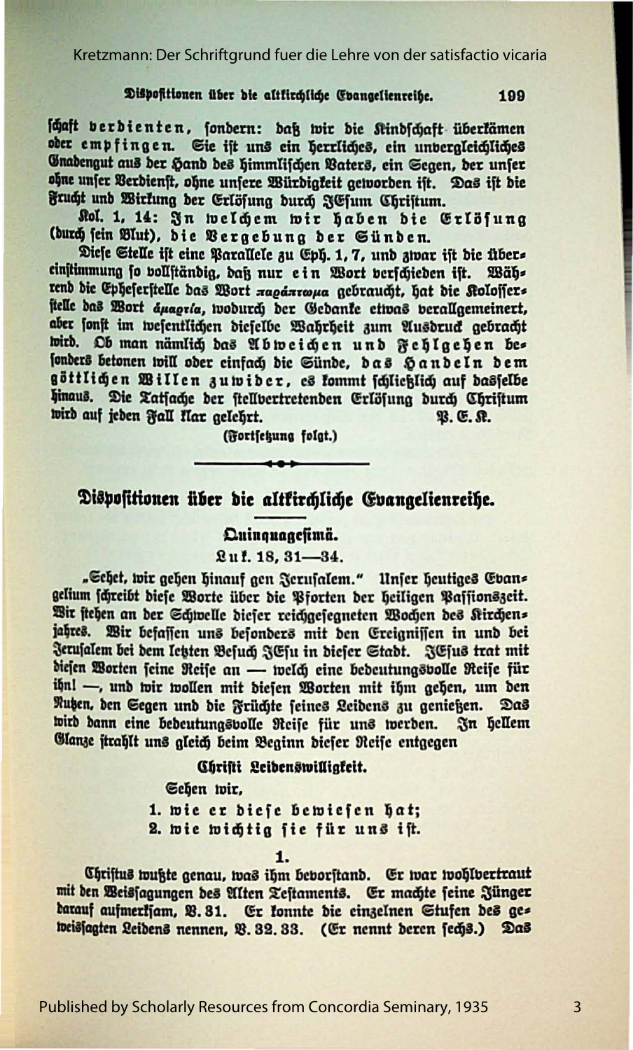schaft verdienten, sondern: daß wir die Kindschaft überkämen oder empfingen. Sie ist uns ein herrliches, ein unvergleichliches Gnadengut aus der Hand des himmlischen Vaters, ein Segen, der unser ohne unser Verdienst, ohne unsere Würdigkeit geworden ist. Das ist die Frucht und Wirkung der Erlösung durch JEsum Christum.

Kol. 1, 14: In welchem wir haben die Erlösung (durch sein Blut), die Vergebung der Sünden.

Diese Stelle ist eine Parallele zu Eph. 1, 7, und zwar ist die Übereinstimmung so vollständig, daß nur ein Wort verschieden ist. Während die Epheserstelle das Wort παράπτωμα gebraucht, hat die Kolosserstelle das Wort ἁμαρτία, wodurch der Gedanke etwas verallgemeinert, aber sonst im wesentlichen dieselbe Wahrheit zum Ausdruck gebracht wird. Ob man nämlich das Abweichen und Fehlgehen besonders betonen will oder einfach die Sünde, das Handeln dem göttlichen Willen zuwider, es kommt schließlich auf dasselbe hinaus. Die Tatsache der stellvertretenden Erlösung durch Christum wird auf jeden Fall klar gelehrt.

P. E. K.

(Fortsetzung folgt.)

---

# Dispositionen über die altkirchliche Evangelienreihe.

## Quinquagesimä.

### Luk. 18, 31—34.

„Sehet, wir gehen hinauf gen Jerusalem." Unser heutiges Evangelium schreibt diese Worte über die Pforten der heiligen Passionszeit. Wir stehen an der Schwelle dieser reichgesegneten Wochen des Kirchenjahres. Wir befassen uns besonders mit den Ereignissen in und bei Jerusalem bei dem letzten Besuch JEsu in dieser Stadt. JEsus trat mit diesen Worten seine Reise an — welch eine bedeutungsvolle Reise für ihn! —, und wir wollen mit diesen Worten mit ihm gehen, um den Nutzen, den Segen und die Früchte seines Leidens zu genießen. Das wird dann eine bedeutungsvolle Reise für uns werden. In hellem Glanze strahlt uns gleich beim Beginn dieser Reise entgegen

**Christi Leidenswilligkeit.**

Sehen wir,

1. wie er diese bewiesen hat;
2. wie wichtig sie für uns ist.

**1.**

Christus wußte genau, was ihm bevorstand. Er war wohlvertraut mit den Weissagungen des Alten Testaments. Er machte seine Jünger darauf aufmerksam, V. 31. Er konnte die einzelnen Stufen des geweissagten Leidens nennen, V. 32. 33. (Er nennt deren sechs.) Das